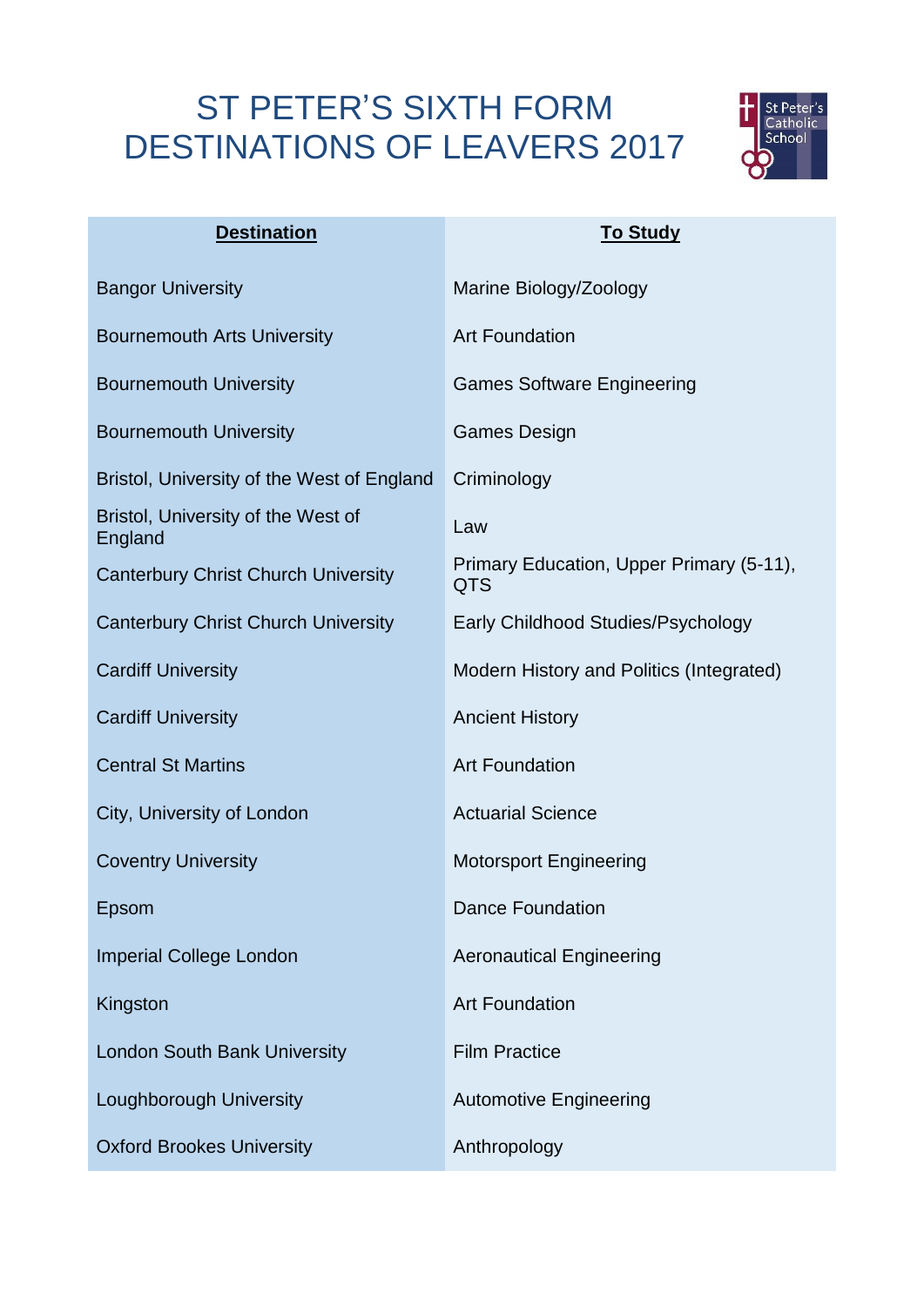# ST PETER'S SIXTH FORM DESTINATIONS OF LEAVERS 2017

St Peter's Catholic School

| **Destination** | **To Study** |
|---|---|
| Bangor University | Marine Biology/Zoology |
| Bournemouth Arts University | Art Foundation |
| Bournemouth University | Games Software Engineering |
| Bournemouth University | Games Design |
| Bristol, University of the West of England | Criminology |
| Bristol, University of the West of England | Law |
| Canterbury Christ Church University | Primary Education, Upper Primary (5-11), QTS |
| Canterbury Christ Church University | Early Childhood Studies/Psychology |
| Cardiff University | Modern History and Politics (Integrated) |
| Cardiff University | Ancient History |
| Central St Martins | Art Foundation |
| City, University of London | Actuarial Science |
| Coventry University | Motorsport Engineering |
| Epsom | Dance Foundation |
| Imperial College London | Aeronautical Engineering |
| Kingston | Art Foundation |
| London South Bank University | Film Practice |
| Loughborough University | Automotive Engineering |
| Oxford Brookes University | Anthropology |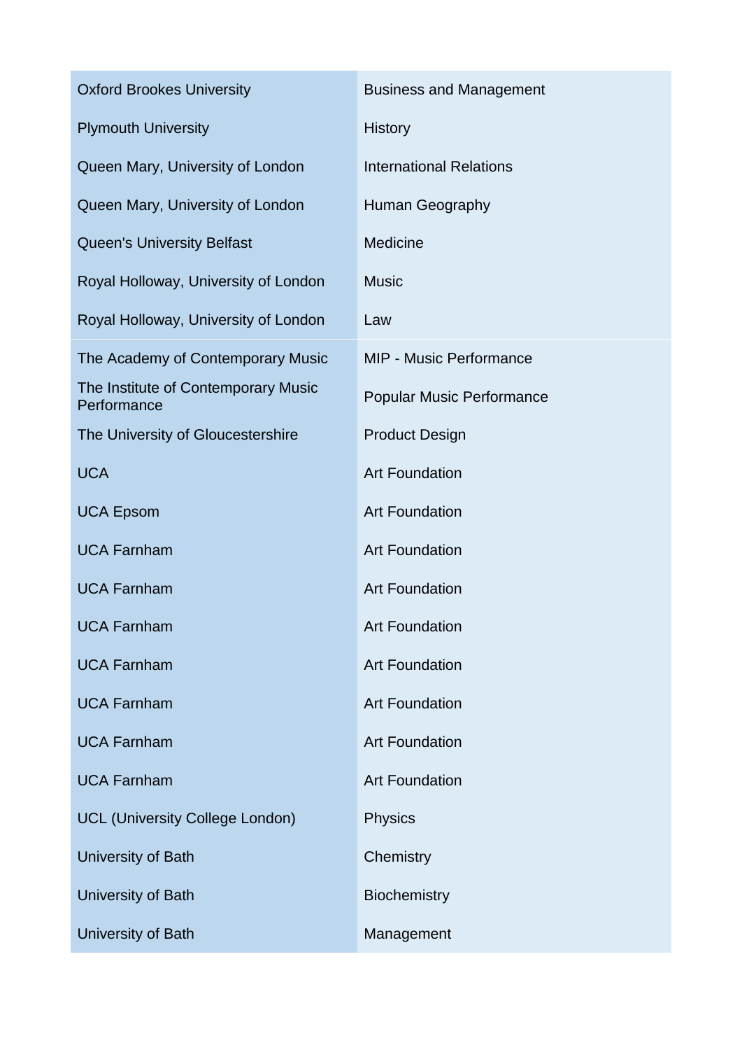| | |
|---|---|
| Oxford Brookes University | Business and Management |
| Plymouth University | History |
| Queen Mary, University of London | International Relations |
| Queen Mary, University of London | Human Geography |
| Queen's University Belfast | Medicine |
| Royal Holloway, University of London | Music |
| Royal Holloway, University of London | Law |
| The Academy of Contemporary Music | MIP - Music Performance |
| The Institute of Contemporary Music Performance | Popular Music Performance |
| The University of Gloucestershire | Product Design |
| UCA | Art Foundation |
| UCA Epsom | Art Foundation |
| UCA Farnham | Art Foundation |
| UCA Farnham | Art Foundation |
| UCA Farnham | Art Foundation |
| UCA Farnham | Art Foundation |
| UCA Farnham | Art Foundation |
| UCA Farnham | Art Foundation |
| UCA Farnham | Art Foundation |
| UCL (University College London) | Physics |
| University of Bath | Chemistry |
| University of Bath | Biochemistry |
| University of Bath | Management |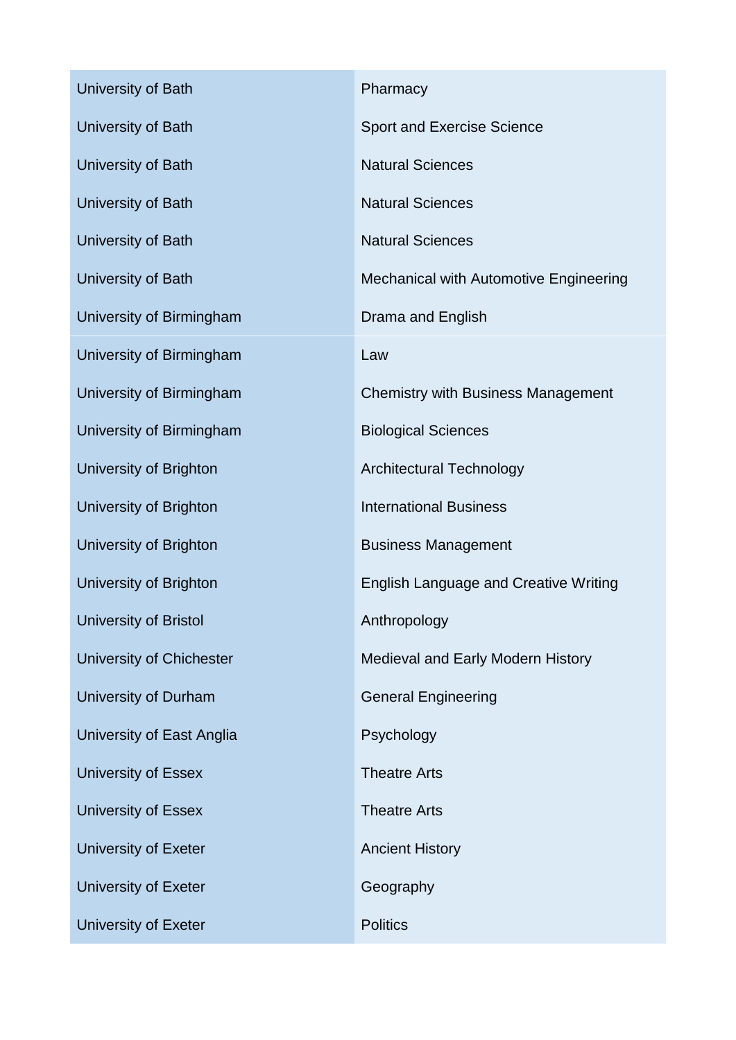| | |
|---|---|
| University of Bath | Pharmacy |
| University of Bath | Sport and Exercise Science |
| University of Bath | Natural Sciences |
| University of Bath | Natural Sciences |
| University of Bath | Natural Sciences |
| University of Bath | Mechanical with Automotive Engineering |
| University of Birmingham | Drama and English |
| University of Birmingham | Law |
| University of Birmingham | Chemistry with Business Management |
| University of Birmingham | Biological Sciences |
| University of Brighton | Architectural Technology |
| University of Brighton | International Business |
| University of Brighton | Business Management |
| University of Brighton | English Language and Creative Writing |
| University of Bristol | Anthropology |
| University of Chichester | Medieval and Early Modern History |
| University of Durham | General Engineering |
| University of East Anglia | Psychology |
| University of Essex | Theatre Arts |
| University of Essex | Theatre Arts |
| University of Exeter | Ancient History |
| University of Exeter | Geography |
| University of Exeter | Politics |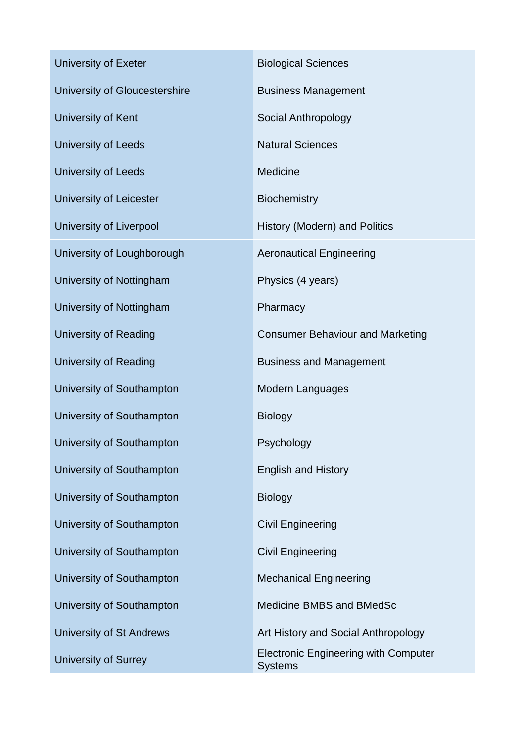| | |
|---|---|
| University of Exeter | Biological Sciences |
| University of Gloucestershire | Business Management |
| University of Kent | Social Anthropology |
| University of Leeds | Natural Sciences |
| University of Leeds | Medicine |
| University of Leicester | Biochemistry |
| University of Liverpool | History (Modern) and Politics |
| University of Loughborough | Aeronautical Engineering |
| University of Nottingham | Physics (4 years) |
| University of Nottingham | Pharmacy |
| University of Reading | Consumer Behaviour and Marketing |
| University of Reading | Business and Management |
| University of Southampton | Modern Languages |
| University of Southampton | Biology |
| University of Southampton | Psychology |
| University of Southampton | English and History |
| University of Southampton | Biology |
| University of Southampton | Civil Engineering |
| University of Southampton | Civil Engineering |
| University of Southampton | Mechanical Engineering |
| University of Southampton | Medicine BMBS and BMedSc |
| University of St Andrews | Art History and Social Anthropology |
| University of Surrey | Electronic Engineering with Computer Systems |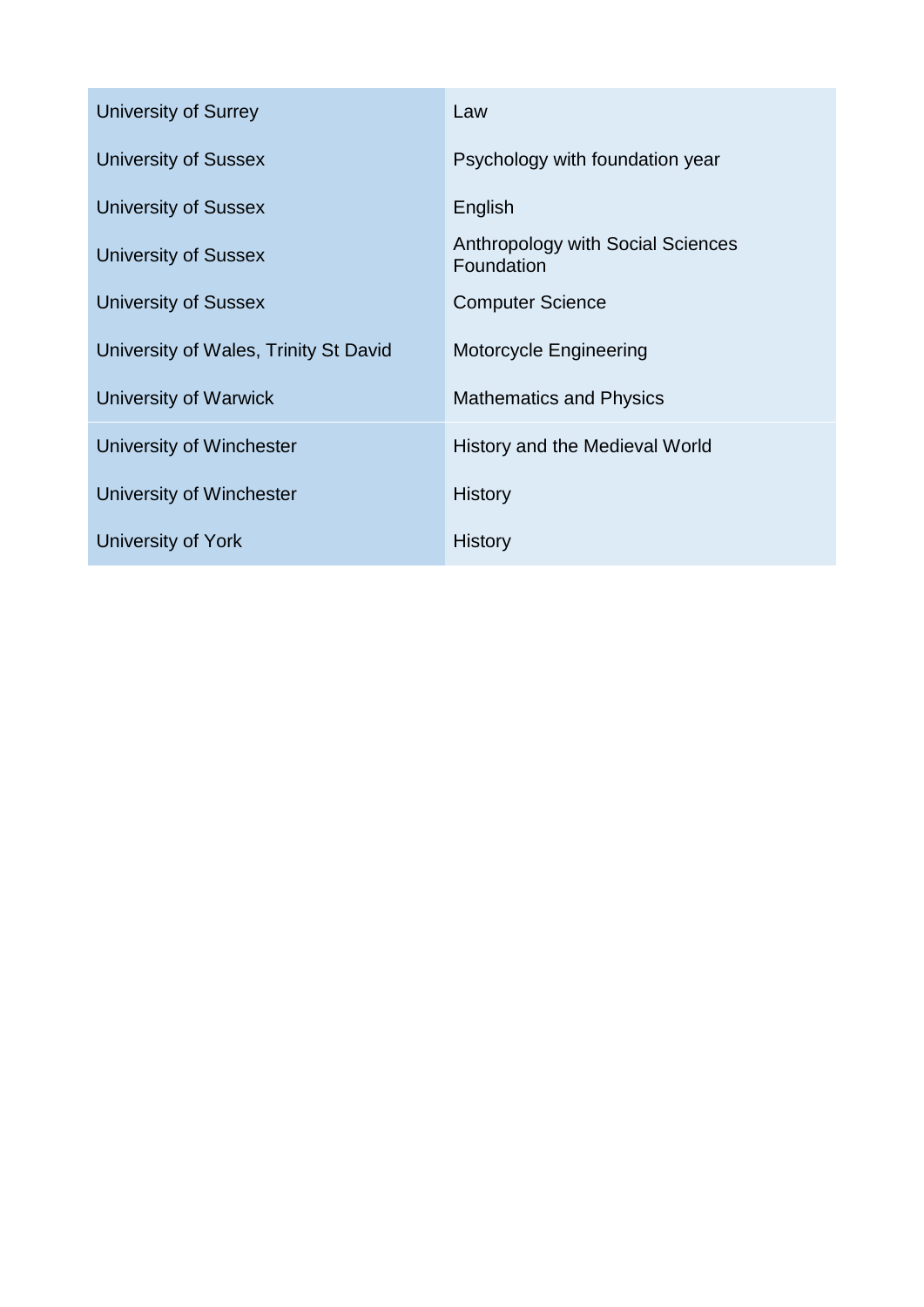| | |
|---|---|
| University of Surrey | Law |
| University of Sussex | Psychology with foundation year |
| University of Sussex | English |
| University of Sussex | Anthropology with Social Sciences Foundation |
| University of Sussex | Computer Science |
| University of Wales, Trinity St David | Motorcycle Engineering |
| University of Warwick | Mathematics and Physics |
| University of Winchester | History and the Medieval World |
| University of Winchester | History |
| University of York | History |